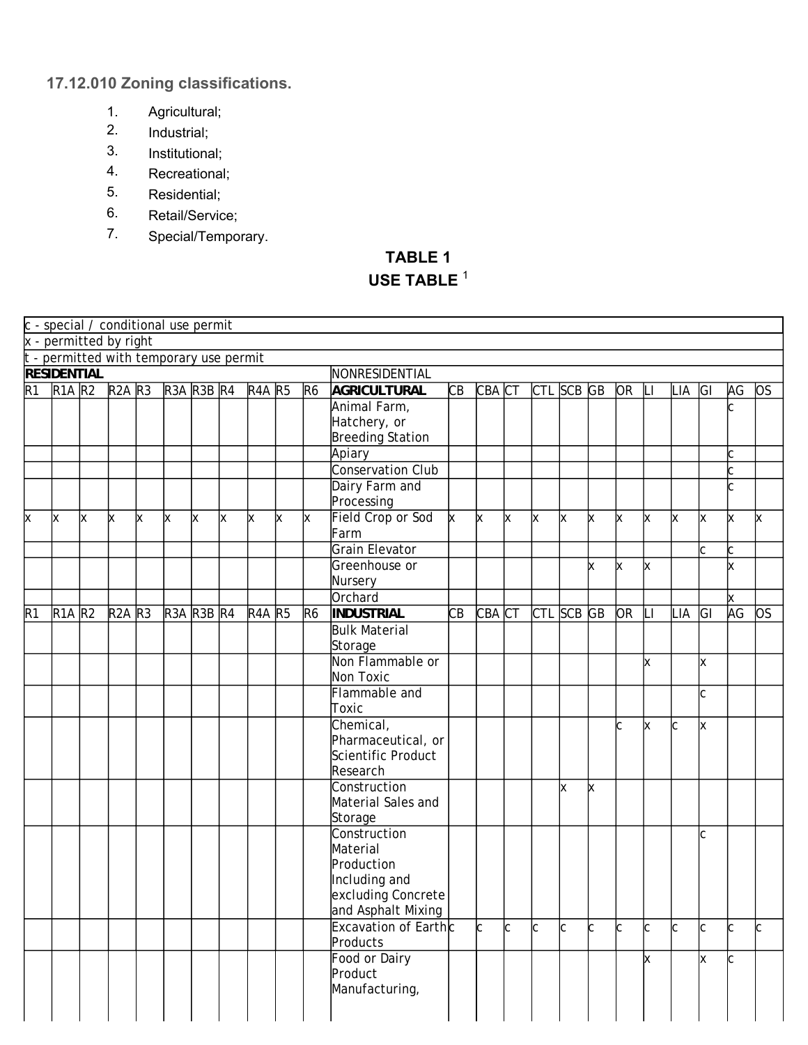## 17.12.010 Zoning classifications.

1. Agricultural;
2. Industrial;
3. Institutional;
4. Recreational;
5. Residential;
6. Retail/Service;
7. Special/Temporary.

### TABLE 1
### USE TABLE [1]

| c - special / conditional use permit | | | | | | | | | | | | | | | | | | | | | | | |
|---|---|---|---|---|---|---|---|---|---|---|---|---|---|---|---|---|---|---|---|---|---|---|---|
| x - permitted by right | | | | | | | | | | | | | | | | | | | | | | | |
| t - permitted with temporary use permit | | | | | | | | | | | | | | | | | | | | | | | |
| **RESIDENTIAL** | | | | | | | | | | | NONRESIDENTIAL | | | | | | | | | | | | |
| R1 | R1A | R2 | R2A | R3 | R3A | R3B | R4 | R4A | R5 | R6 | **AGRICULTURAL** | CB | CBA | CT | CTL | SCB | GB | OR | LI | LIA | GI | AG | OS |
| | | | | | | | | | | | Animal Farm, Hatchery, or Breeding Station | | | | | | | | | | | c | |
| | | | | | | | | | | | Apiary | | | | | | | | | | | c | |
| | | | | | | | | | | | Conservation Club | | | | | | | | | | | c | |
| | | | | | | | | | | | Dairy Farm and Processing | | | | | | | | | | | c | |
| x | x | x | x | x | x | x | x | x | x | x | Field Crop or Sod Farm | x | x | x | x | x | x | x | x | x | x | x | x |
| | | | | | | | | | | | Grain Elevator | | | | | | | | | | c | c | |
| | | | | | | | | | | | Greenhouse or Nursery | | | | | | x | x | x | | | x | |
| | | | | | | | | | | | Orchard | | | | | | | | | | | x | |
| R1 | R1A | R2 | R2A | R3 | R3A | R3B | R4 | R4A | R5 | R6 | **INDUSTRIAL** | CB | CBA | CT | CTL | SCB | GB | OR | LI | LIA | GI | AG | OS |
| | | | | | | | | | | | Bulk Material Storage | | | | | | | | | | | | |
| | | | | | | | | | | | Non Flammable or Non Toxic | | | | | | | | x | | x | | |
| | | | | | | | | | | | Flammable and Toxic | | | | | | | | | | c | | |
| | | | | | | | | | | | Chemical, Pharmaceutical, or Scientific Product Research | | | | | | | c | x | c | x | | |
| | | | | | | | | | | | Construction Material Sales and Storage | | | | | x | x | | | | | | |
| | | | | | | | | | | | Construction Material Production Including and excluding Concrete and Asphalt Mixing | | | | | | | | | | c | | |
| | | | | | | | | | | | Excavation of Earth Products | c | c | c | c | c | c | c | c | c | c | c | c |
| | | | | | | | | | | | Food or Dairy Product Manufacturing, | | | | | | | | x | | x | c | |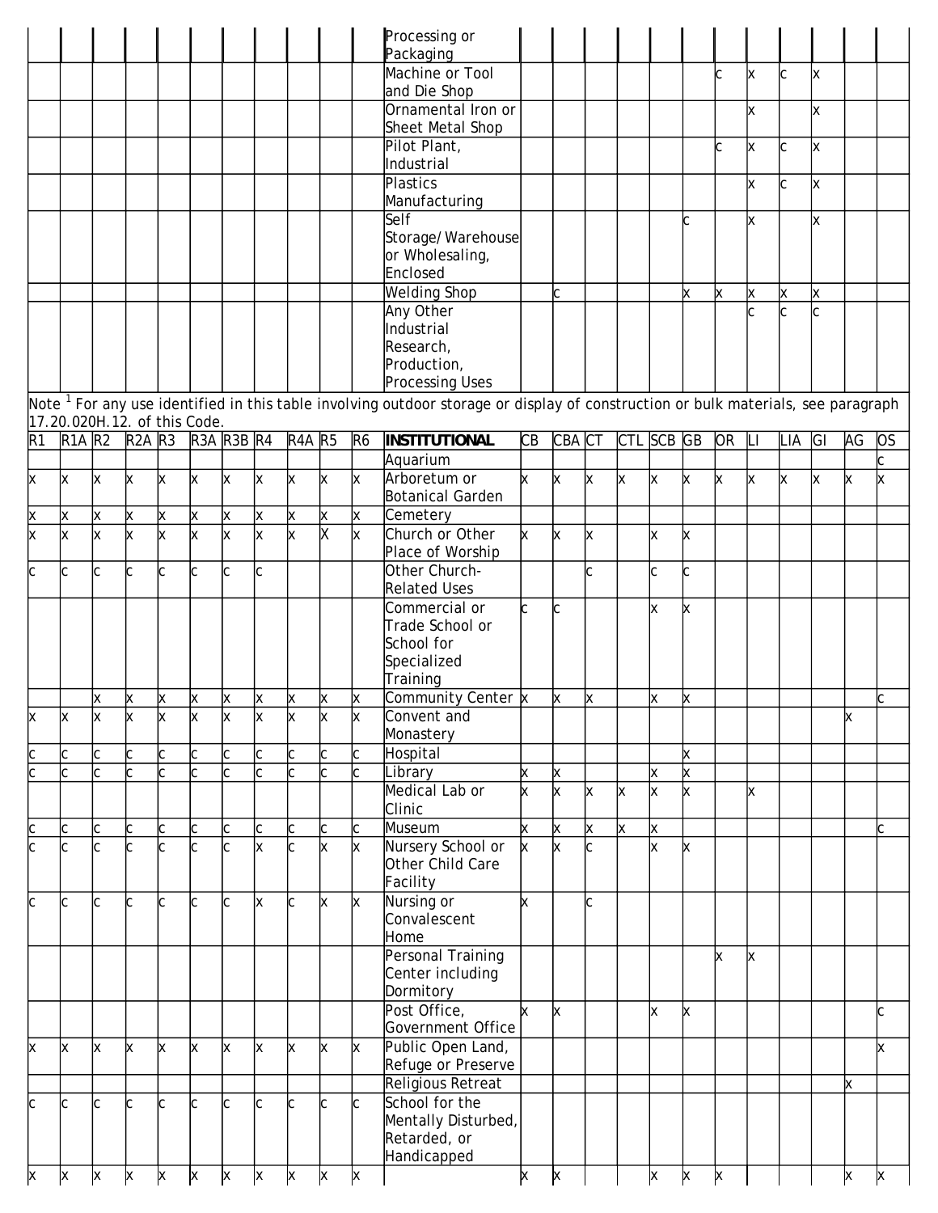| R1 | R1A | R2 | R2A | R3 | R3A | R3B | R4 | R4A | R5 | R6 | | CB | CBA | CT | CTL | SCB | GB | OR | LI | LIA | GI | AG | OS |
|---|---|---|---|---|---|---|---|---|---|---|---|---|---|---|---|---|---|---|---|---|---|---|---|
| | | | | | | | | | | | Processing or Packaging | | | | | | | | | | | | |
| | | | | | | | | | | | Machine or Tool and Die Shop | | | | | | | c | x | c | x | | |
| | | | | | | | | | | | Ornamental Iron or Sheet Metal Shop | | | | | | | | x | | x | | |
| | | | | | | | | | | | Pilot Plant, Industrial | | | | | | | c | x | c | x | | |
| | | | | | | | | | | | Plastics Manufacturing | | | | | | | | x | c | x | | |
| | | | | | | | | | | | Self Storage/Warehouse or Wholesaling, Enclosed | | | | | | c | | x | | x | | |
| | | | | | | | | | | | Welding Shop | | c | | | | x | x | x | x | x | | |
| | | | | | | | | | | | Any Other Industrial Research, Production, Processing Uses | | | | | | | | c | c | c | | |

Note [1] For any use identified in this table involving outdoor storage or display of construction or bulk materials, see paragraph 17.20.020H.12. of this Code.

| R1 | R1A | R2 | R2A | R3 | R3A | R3B | R4 | R4A | R5 | R6 | **INSTITUTIONAL** | CB | CBA | CT | CTL | SCB | GB | OR | LI | LIA | GI | AG | OS |
|---|---|---|---|---|---|---|---|---|---|---|---|---|---|---|---|---|---|---|---|---|---|---|---|
| | | | | | | | | | | | Aquarium | | | | | | | | | | | | c |
| x | x | x | x | x | x | x | x | x | x | x | Arboretum or Botanical Garden | x | x | x | x | x | x | x | x | x | x | x | x |
| x | x | x | x | x | x | x | x | x | x | x | Cemetery | | | | | | | | | | | | |
| x | x | x | x | x | x | x | x | x | X | x | Church or Other Place of Worship | x | x | x | | x | x | | | | | | |
| c | c | c | c | c | c | c | c | | | | Other Church-Related Uses | | | c | | c | c | | | | | | |
| | | | | | | | | | | | Commercial or Trade School or School for Specialized Training | c | c | | | x | x | | | | | | |
| | | x | x | x | x | x | x | x | x | x | Community Center | x | x | x | | x | x | | | | | | c |
| x | x | x | x | x | x | x | x | x | x | x | Convent and Monastery | | | | | | | | | | | x | |
| c | c | c | c | c | c | c | c | c | c | c | Hospital | | | | | | x | | | | | | |
| c | c | c | c | c | c | c | c | c | c | c | Library | x | x | | | x | x | | | | | | |
| | | | | | | | | | | | Medical Lab or Clinic | x | x | x | x | x | x | | x | | | | |
| c | c | c | c | c | c | c | c | c | c | c | Museum | x | x | x | x | x | | | | | | | c |
| c | c | c | c | c | c | c | x | c | x | x | Nursery School or Other Child Care Facility | x | x | c | | x | x | | | | | | |
| c | c | c | c | c | c | c | x | c | x | x | Nursing or Convalescent Home | x | | c | | | | | | | | | |
| | | | | | | | | | | | Personal Training Center including Dormitory | | | | | | | x | x | | | | |
| | | | | | | | | | | | Post Office, Government Office | x | x | | | x | x | | | | | | c |
| x | x | x | x | x | x | x | x | x | x | x | Public Open Land, Refuge or Preserve | | | | | | | | | | | | x |
| | | | | | | | | | | | Religious Retreat | | | | | | | | | | | x | |
| c | c | c | c | c | c | c | c | c | c | c | School for the Mentally Disturbed, Retarded, or Handicapped | | | | | | | | | | | | |
| x | x | x | x | x | x | x | x | x | x | x | | x | x | | | x | x | x | | | | x | x |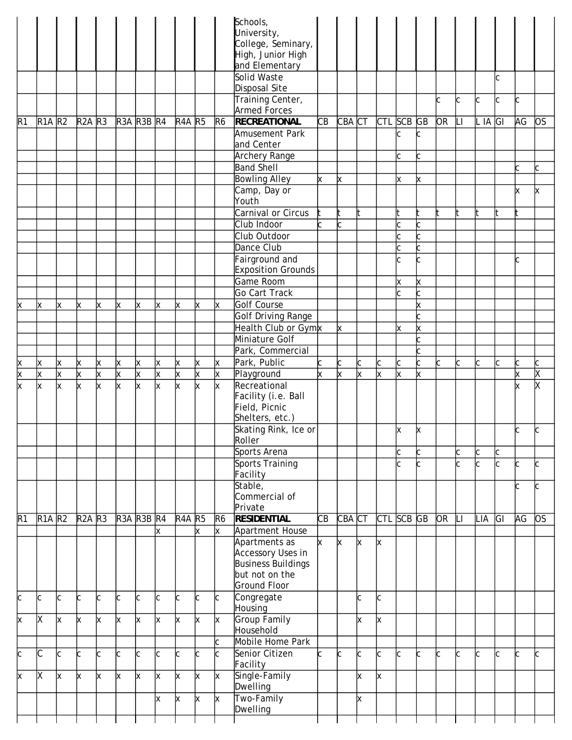|  |  |  |  |  |  |  |  |  |  |  |  |  |  |  |  |  |  |  |  |  |  |  |  |
|---|---|---|---|---|---|---|---|---|---|---|---|---|---|---|---|---|---|---|---|---|---|---|---|
|  |  |  |  |  |  |  |  |  |  |  | Schools, University, College, Seminary, High, Junior High and Elementary |  |  |  |  |  |  |  |  |  |  |  |  |
|  |  |  |  |  |  |  |  |  |  |  | Solid Waste Disposal Site |  |  |  |  |  |  |  |  |  | c |  |  |
|  |  |  |  |  |  |  |  |  |  |  | Training Center, Armed Forces |  |  |  |  |  |  | c | c | c | c | c |  |
| R1 | R1A | R2 | R2A | R3 | R3A | R3B | R4 | R4A | R5 | R6 | **RECREATIONAL** | CB | CBA | CT | CTL | SCB | GB | OR | LI | L IA | GI | AG | OS |
|  |  |  |  |  |  |  |  |  |  |  | Amusement Park and Center |  |  |  |  | c | c |  |  |  |  |  |  |
|  |  |  |  |  |  |  |  |  |  |  | Archery Range |  |  |  |  | c | c |  |  |  |  |  |  |
|  |  |  |  |  |  |  |  |  |  |  | Band Shell |  |  |  |  |  |  |  |  |  |  | c | c |
|  |  |  |  |  |  |  |  |  |  |  | Bowling Alley | x | x |  |  | x | x |  |  |  |  |  |  |
|  |  |  |  |  |  |  |  |  |  |  | Camp, Day or Youth |  |  |  |  |  |  |  |  |  |  | x | x |
|  |  |  |  |  |  |  |  |  |  |  | Carnival or Circus | t | t | t |  | t | t | t | t | t | t | t |  |
|  |  |  |  |  |  |  |  |  |  |  | Club Indoor | c | c |  |  | c | c |  |  |  |  |  |  |
|  |  |  |  |  |  |  |  |  |  |  | Club Outdoor |  |  |  |  | c | c |  |  |  |  |  |  |
|  |  |  |  |  |  |  |  |  |  |  | Dance Club |  |  |  |  | c | c |  |  |  |  |  |  |
|  |  |  |  |  |  |  |  |  |  |  | Fairground and Exposition Grounds |  |  |  |  | c | c |  |  |  |  | c |  |
|  |  |  |  |  |  |  |  |  |  |  | Game Room |  |  |  |  | x | x |  |  |  |  |  |  |
|  |  |  |  |  |  |  |  |  |  |  | Go Cart Track |  |  |  |  | c | c |  |  |  |  |  |  |
| x | x | x | x | x | x | x | x | x | x | x | Golf Course |  |  |  |  |  | x |  |  |  |  |  |  |
|  |  |  |  |  |  |  |  |  |  |  | Golf Driving Range |  |  |  |  |  | c |  |  |  |  |  |  |
|  |  |  |  |  |  |  |  |  |  |  | Health Club or Gym | x | x |  |  | x | x |  |  |  |  |  |  |
|  |  |  |  |  |  |  |  |  |  |  | Miniature Golf |  |  |  |  |  | c |  |  |  |  |  |  |
|  |  |  |  |  |  |  |  |  |  |  | Park, Commercial |  |  |  |  |  | c |  |  |  |  |  |  |
| x | x | x | x | x | x | x | x | x | x | x | Park, Public | c | c | c | c | c | c | c | c | c | c | c | c |
| x | x | x | x | x | x | x | x | x | x | x | Playground | x | x | x | x | x | x |  |  |  |  | x | X |
| x | x | x | x | x | x | x | x | x | x | x | Recreational Facility (i.e. Ball Field, Picnic Shelters, etc.) |  |  |  |  |  |  |  |  |  |  | x | X |
|  |  |  |  |  |  |  |  |  |  |  | Skating Rink, Ice or Roller |  |  |  |  | x | x |  |  |  |  | c | c |
|  |  |  |  |  |  |  |  |  |  |  | Sports Arena |  |  |  |  | c | c |  | c | c | c |  |  |
|  |  |  |  |  |  |  |  |  |  |  | Sports Training Facility |  |  |  |  | c | c |  | c | c | c | c | c |
|  |  |  |  |  |  |  |  |  |  |  | Stable, Commercial of Private |  |  |  |  |  |  |  |  |  |  | c | c |
| R1 | R1A | R2 | R2A | R3 | R3A | R3B | R4 | R4A | R5 | R6 | **RESIDENTIAL** | CB | CBA | CT | CTL | SCB | GB | OR | LI | LIA | GI | AG | OS |
|  |  |  |  |  |  |  | x |  | x | x | Apartment House |  |  |  |  |  |  |  |  |  |  |  |  |
|  |  |  |  |  |  |  |  |  |  |  | Apartments as Accessory Uses in Business Buildings but not on the Ground Floor | x | x | x | x |  |  |  |  |  |  |  |  |
| c | c | c | c | c | c | c | c | c | c | c | Congregate Housing |  |  | c | c |  |  |  |  |  |  |  |  |
| x | X | x | x | x | x | x | x | x | x | x | Group Family Household |  |  | x | x |  |  |  |  |  |  |  |  |
|  |  |  |  |  |  |  |  |  |  | c | Mobile Home Park |  |  |  |  |  |  |  |  |  |  |  |  |
| c | C | c | c | c | c | c | c | c | c | c | Senior Citizen Facility | c | c | c | c | c | c | c | c | c | c | c | c |
| x | X | x | x | x | x | x | x | x | x | x | Single-Family Dwelling |  |  | x | x |  |  |  |  |  |  |  |  |
|  |  |  |  |  |  |  | x | x | x | x | Two-Family Dwelling |  |  | x |  |  |  |  |  |  |  |  |  |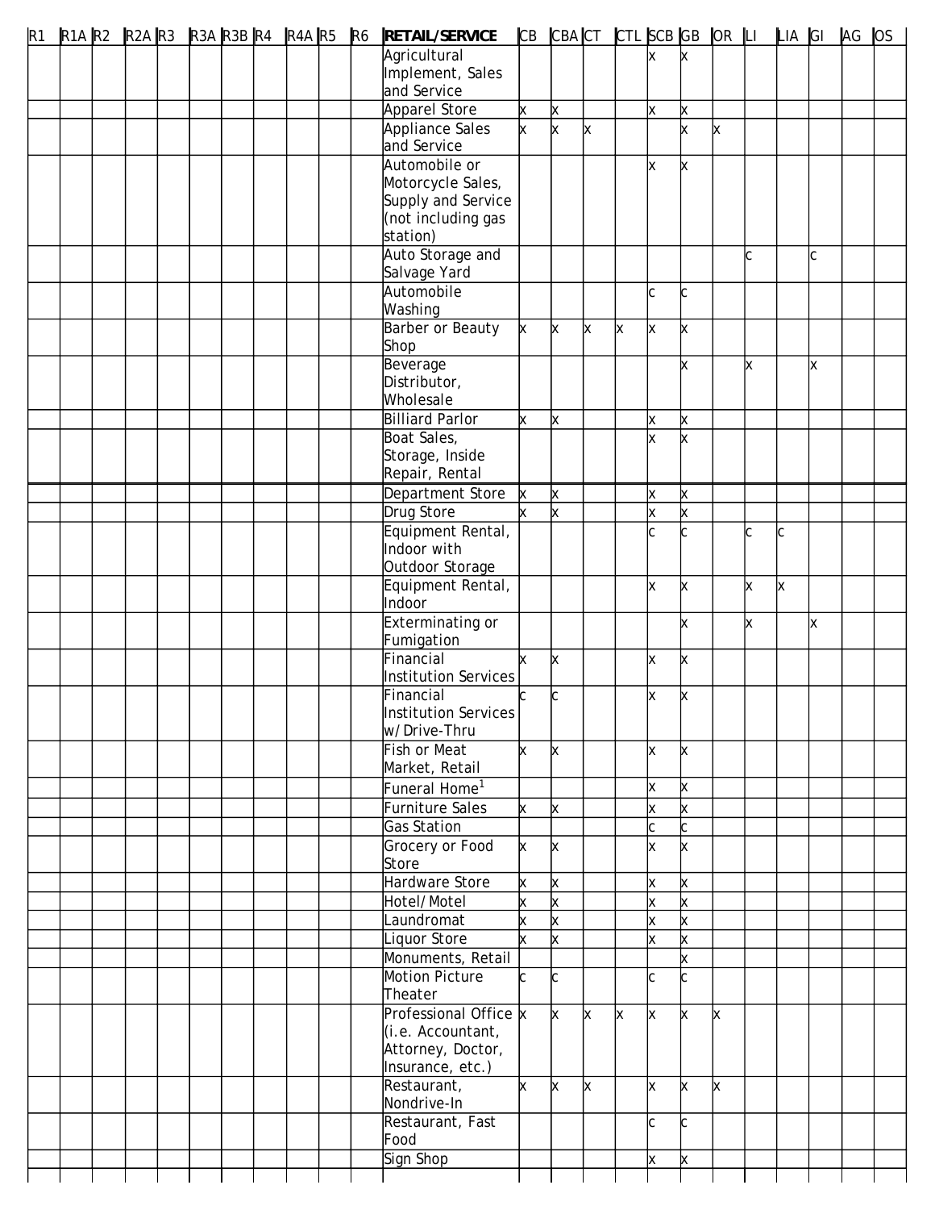| R1 | R1A | R2 | R2A | R3 | R3A | R3B | R4 | R4A | R5 | R6 | **RETAIL/SERVICE** | CB | CBA | CT | CTL | SCB | GB | OR | LI | LIA | GI | AG | OS |
|---|---|---|---|---|---|---|---|---|---|---|---|---|---|---|---|---|---|---|---|---|---|---|---|
| | | | | | | | | | | | Agricultural Implement, Sales and Service | | | | | x | x | | | | | | |
| | | | | | | | | | | | Apparel Store | x | x | | | x | x | | | | | | |
| | | | | | | | | | | | Appliance Sales and Service | x | x | x | | | x | x | | | | | |
| | | | | | | | | | | | Automobile or Motorcycle Sales, Supply and Service (not including gas station) | | | | | x | x | | | | | | |
| | | | | | | | | | | | Auto Storage and Salvage Yard | | | | | | | | c | | c | | |
| | | | | | | | | | | | Automobile Washing | | | | | c | c | | | | | | |
| | | | | | | | | | | | Barber or Beauty Shop | x | x | x | x | x | x | | | | | | |
| | | | | | | | | | | | Beverage Distributor, Wholesale | | | | | | x | | x | | x | | |
| | | | | | | | | | | | Billiard Parlor | x | x | | | x | x | | | | | | |
| | | | | | | | | | | | Boat Sales, Storage, Inside Repair, Rental | | | | | x | x | | | | | | |
| | | | | | | | | | | | Department Store | x | x | | | x | x | | | | | | |
| | | | | | | | | | | | Drug Store | x | x | | | x | x | | | | | | |
| | | | | | | | | | | | Equipment Rental, Indoor with Outdoor Storage | | | | | c | c | | c | c | | | |
| | | | | | | | | | | | Equipment Rental, Indoor | | | | | x | x | | x | x | | | |
| | | | | | | | | | | | Exterminating or Fumigation | | | | | | x | | x | | x | | |
| | | | | | | | | | | | Financial Institution Services | x | x | | | x | x | | | | | | |
| | | | | | | | | | | | Financial Institution Services w/Drive-Thru | c | c | | | x | x | | | | | | |
| | | | | | | | | | | | Fish or Meat Market, Retail | x | x | | | x | x | | | | | | |
| | | | | | | | | | | | Funeral Home[1] | | | | | x | x | | | | | | |
| | | | | | | | | | | | Furniture Sales | x | x | | | x | x | | | | | | |
| | | | | | | | | | | | Gas Station | | | | | c | c | | | | | | |
| | | | | | | | | | | | Grocery or Food Store | x | x | | | x | x | | | | | | |
| | | | | | | | | | | | Hardware Store | x | x | | | x | x | | | | | | |
| | | | | | | | | | | | Hotel/Motel | x | x | | | x | x | | | | | | |
| | | | | | | | | | | | Laundromat | x | x | | | x | x | | | | | | |
| | | | | | | | | | | | Liquor Store | x | x | | | x | x | | | | | | |
| | | | | | | | | | | | Monuments, Retail | | | | | | x | | | | | | |
| | | | | | | | | | | | Motion Picture Theater | c | c | | | c | c | | | | | | |
| | | | | | | | | | | | Professional Office (i.e. Accountant, Attorney, Doctor, Insurance, etc.) | x | x | x | x | x | x | x | | | | | |
| | | | | | | | | | | | Restaurant, Nondrive-In | x | x | x | | x | x | x | | | | | |
| | | | | | | | | | | | Restaurant, Fast Food | | | | | c | c | | | | | | |
| | | | | | | | | | | | Sign Shop | | | | | x | x | | | | | | |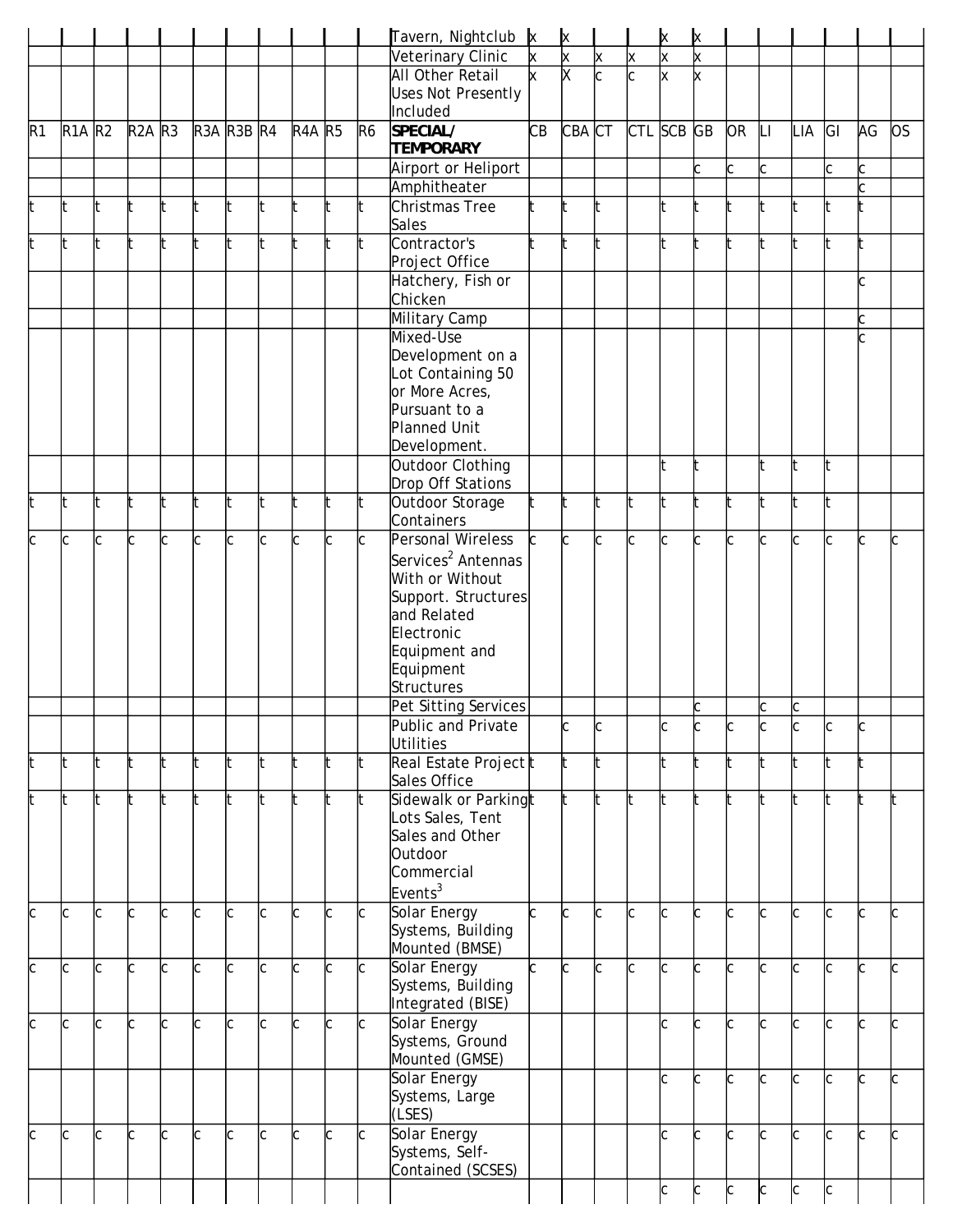| | | | | | | | | | | | | | | | | | | | | | | | |
|---|---|---|---|---|---|---|---|---|---|---|---|---|---|---|---|---|---|---|---|---|---|---|---|
| | | | | | | | | | | | Tavern, Nightclub | x | x | | | x | x | | | | | | |
| | | | | | | | | | | | Veterinary Clinic | x | x | x | x | x | x | | | | | | |
| | | | | | | | | | | | All Other Retail Uses Not Presently Included | x | X | c | c | x | x | | | | | | |
| R1 | R1A | R2 | R2A | R3 | R3A | R3B | R4 | R4A | R5 | R6 | **SPECIAL/ TEMPORARY** | CB | CBA | CT | CTL | SCB | GB | OR | LI | LIA | GI | AG | OS |
| | | | | | | | | | | | Airport or Heliport | | | | | | c | c | c | | c | c | |
| | | | | | | | | | | | Amphitheater | | | | | | | | | | | c | |
| t | t | t | t | t | t | t | t | t | t | t | Christmas Tree Sales | t | t | t | | t | t | t | t | t | t | t | |
| t | t | t | t | t | t | t | t | t | t | t | Contractor's Project Office | t | t | t | | t | t | t | t | t | t | t | |
| | | | | | | | | | | | Hatchery, Fish or Chicken | | | | | | | | | | | c | |
| | | | | | | | | | | | Military Camp | | | | | | | | | | | c | |
| | | | | | | | | | | | Mixed-Use Development on a Lot Containing 50 or More Acres, Pursuant to a Planned Unit Development. | | | | | | | | | | | c | |
| | | | | | | | | | | | Outdoor Clothing Drop Off Stations | | | | | t | t | | t | t | t | | |
| t | t | t | t | t | t | t | t | t | t | t | Outdoor Storage Containers | t | t | t | t | t | t | t | t | t | t | | |
| c | c | c | c | c | c | c | c | c | c | c | Personal Wireless Services[2] Antennas With or Without Support. Structures and Related Electronic Equipment and Equipment Structures | c | c | c | c | c | c | c | c | c | c | c | c |
| | | | | | | | | | | | Pet Sitting Services | | | | | | c | | c | c | | | |
| | | | | | | | | | | | Public and Private Utilities | | c | c | | c | c | c | c | c | c | c | |
| t | t | t | t | t | t | t | t | t | t | t | Real Estate Project Sales Office | t | t | t | | t | t | t | t | t | t | t | |
| t | t | t | t | t | t | t | t | t | t | t | Sidewalk or Parking Lots Sales, Tent Sales and Other Outdoor Commercial Events[3] | t | t | t | t | t | t | t | t | t | t | t | t |
| c | c | c | c | c | c | c | c | c | c | c | Solar Energy Systems, Building Mounted (BMSE) | c | c | c | c | c | c | c | c | c | c | c | c |
| c | c | c | c | c | c | c | c | c | c | c | Solar Energy Systems, Building Integrated (BISE) | c | c | c | c | c | c | c | c | c | c | c | c |
| c | c | c | c | c | c | c | c | c | c | c | Solar Energy Systems, Ground Mounted (GMSE) | | | | | c | c | c | c | c | c | c | c |
| | | | | | | | | | | | Solar Energy Systems, Large (LSES) | | | | | c | c | c | c | c | c | c | c |
| c | c | c | c | c | c | c | c | c | c | c | Solar Energy Systems, Self-Contained (SCSES) | | | | | c | c | c | c | c | c | c | c |
| | | | | | | | | | | | | | | | | c | c | c | c | c | c | | |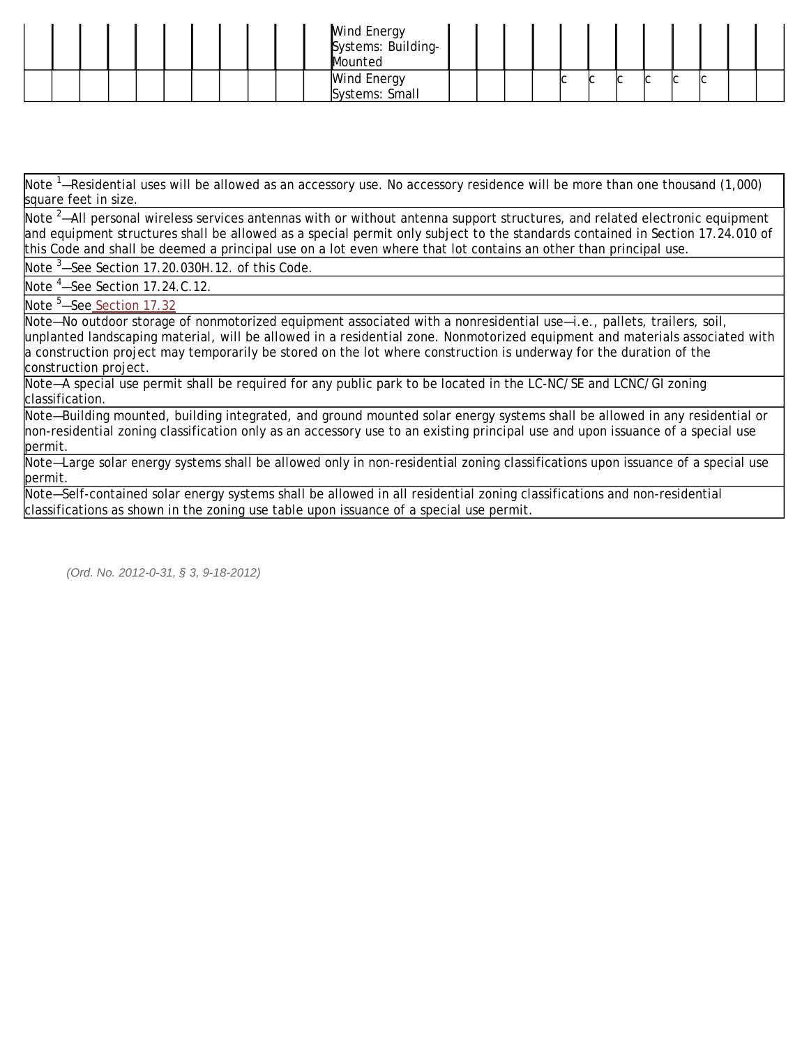| | | | | | | | | | | | | | | | | | | | | | | | |
|---|---|---|---|---|---|---|---|---|---|---|---|---|---|---|---|---|---|---|---|---|---|---|---|
| | | | | | | | | | | | Wind Energy Systems: Building-Mounted | | | | | | | | | | | | |
| | | | | | | | | | | | Wind Energy Systems: Small | | | | | C | C | C | C | C | C | | |

| |
|---|
| Note [1]—Residential uses will be allowed as an accessory use. No accessory residence will be more than one thousand (1,000) square feet in size. |
| Note [2]—All personal wireless services antennas with or without antenna support structures, and related electronic equipment and equipment structures shall be allowed as a special permit only subject to the standards contained in Section 17.24.010 of this Code and shall be deemed a principal use on a lot even where that lot contains an other than principal use. |
| Note [3]—See Section 17.20.030H.12. of this Code. |
| Note [4]—See Section 17.24.C.12. |
| Note [5]—See Section 17.32 |
| Note—No outdoor storage of nonmotorized equipment associated with a nonresidential use—i.e., pallets, trailers, soil, unplanted landscaping material, will be allowed in a residential zone. Nonmotorized equipment and materials associated with a construction project may temporarily be stored on the lot where construction is underway for the duration of the construction project. |
| Note—A special use permit shall be required for any public park to be located in the LC-NC/SE and LCNC/GI zoning classification. |
| Note—Building mounted, building integrated, and ground mounted solar energy systems shall be allowed in any residential or non-residential zoning classification only as an accessory use to an existing principal use and upon issuance of a special use permit. |
| Note—Large solar energy systems shall be allowed only in non-residential zoning classifications upon issuance of a special use permit. |
| Note—Self-contained solar energy systems shall be allowed in all residential zoning classifications and non-residential classifications as shown in the zoning use table upon issuance of a special use permit. |

*(Ord. No. 2012-0-31, § 3, 9-18-2012)*